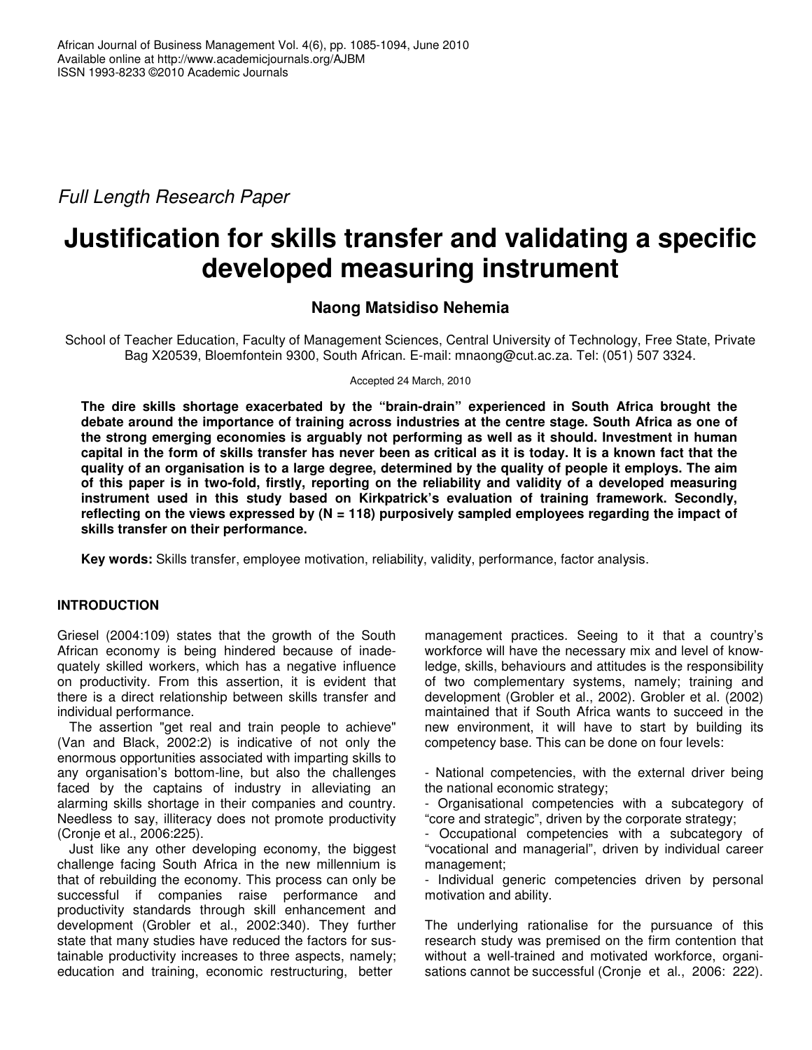*Full Length Research Paper*

# Justification for skills transfer and validating a specific developed measuring instrument

**Naong Matsidiso Nehemia**

School of Teacher Education, Faculty of Management Sciences, Central University of Technology, Free State, Private Bag X20539, Bloemfontein 9300, South African. E-mail: mnaong@cut.ac.za. Tel: (051) 507 3324.

Accepted 24 March, 2010

**The dire skills shortage exacerbated by the "brain-drain" experienced in South Africa brought the debate around the importance of training across industries at the centre stage. South Africa as one of the strong emerging economies is arguably not performing as well as it should. Investment in human capital in the form of skills transfer has never been as critical as it is today. It is a known fact that the quality of an organisation is to a large degree, determined by the quality of people it employs. The aim of this paper is in two-fold, firstly, reporting on the reliability and validity of a developed measuring instrument used in this study based on Kirkpatrick's evaluation of training framework. Secondly, reflecting on the views expressed by (N = 118) purposively sampled employees regarding the impact of skills transfer on their performance.**

**Key words:** Skills transfer, employee motivation, reliability, validity, performance, factor analysis.

## INTRODUCTION

Griesel (2004:109) states that the growth of the South African economy is being hindered because of inadequately skilled workers, which has a negative influence on productivity. From this assertion, it is evident that there is a direct relationship between skills transfer and individual performance.

The assertion "get real and train people to achieve" (Van and Black, 2002:2) is indicative of not only the enormous opportunities associated with imparting skills to any organisation's bottom-line, but also the challenges faced by the captains of industry in alleviating an alarming skills shortage in their companies and country. Needless to say, illiteracy does not promote productivity (Cronje et al., 2006:225).

Just like any other developing economy, the biggest challenge facing South Africa in the new millennium is that of rebuilding the economy. This process can only be successful if companies raise performance and productivity standards through skill enhancement and development (Grobler et al., 2002:340). They further state that many studies have reduced the factors for sustainable productivity increases to three aspects, namely; education and training, economic restructuring, better management practices. Seeing to it that a country's workforce will have the necessary mix and level of knowledge, skills, behaviours and attitudes is the responsibility of two complementary systems, namely; training and development (Grobler et al., 2002). Grobler et al. (2002) maintained that if South Africa wants to succeed in the new environment, it will have to start by building its competency base. This can be done on four levels:

- National competencies, with the external driver being the national economic strategy;
- Organisational competencies with a subcategory of "core and strategic", driven by the corporate strategy;
- Occupational competencies with a subcategory of "vocational and managerial", driven by individual career management;
- Individual generic competencies driven by personal motivation and ability.

The underlying rationalise for the pursuance of this research study was premised on the firm contention that without a well-trained and motivated workforce, organisations cannot be successful (Cronje et al., 2006: 222).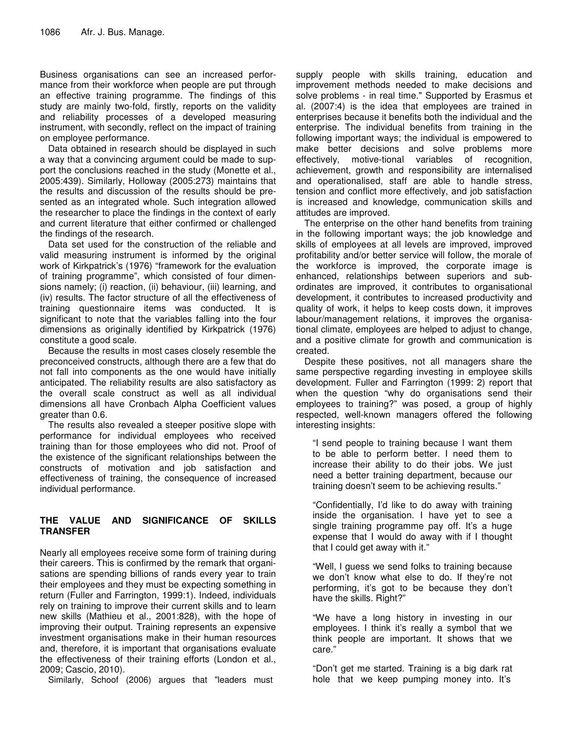Business organisations can see an increased performance from their workforce when people are put through an effective training programme. The findings of this study are mainly two-fold, firstly, reports on the validity and reliability processes of a developed measuring instrument, with secondly, reflect on the impact of training on employee performance.

Data obtained in research should be displayed in such a way that a convincing argument could be made to support the conclusions reached in the study (Monette et al., 2005:439). Similarly, Holloway (2005:273) maintains that the results and discussion of the results should be presented as an integrated whole. Such integration allowed the researcher to place the findings in the context of early and current literature that either confirmed or challenged the findings of the research.

Data set used for the construction of the reliable and valid measuring instrument is informed by the original work of Kirkpatrick's (1976) "framework for the evaluation of training programme", which consisted of four dimensions namely; (i) reaction, (ii) behaviour, (iii) learning, and (iv) results. The factor structure of all the effectiveness of training questionnaire items was conducted. It is significant to note that the variables falling into the four dimensions as originally identified by Kirkpatrick (1976) constitute a good scale.

Because the results in most cases closely resemble the preconceived constructs, although there are a few that do not fall into components as the one would have initially anticipated. The reliability results are also satisfactory as the overall scale construct as well as all individual dimensions all have Cronbach Alpha Coefficient values greater than 0.6.

The results also revealed a steeper positive slope with performance for individual employees who received training than for those employees who did not. Proof of the existence of the significant relationships between the constructs of motivation and job satisfaction and effectiveness of training, the consequence of increased individual performance.

## THE VALUE AND SIGNIFICANCE OF SKILLS TRANSFER

Nearly all employees receive some form of training during their careers. This is confirmed by the remark that organisations are spending billions of rands every year to train their employees and they must be expecting something in return (Fuller and Farrington, 1999:1). Indeed, individuals rely on training to improve their current skills and to learn new skills (Mathieu et al., 2001:828), with the hope of improving their output. Training represents an expensive investment organisations make in their human resources and, therefore, it is important that organisations evaluate the effectiveness of their training efforts (London et al., 2009; Cascio, 2010).

Similarly, Schoof (2006) argues that "leaders must supply people with skills training, education and improvement methods needed to make decisions and solve problems - in real time." Supported by Erasmus et al. (2007:4) is the idea that employees are trained in enterprises because it benefits both the individual and the enterprise. The individual benefits from training in the following important ways; the individual is empowered to make better decisions and solve problems more effectively, motive-tional variables of recognition, achievement, growth and responsibility are internalised and operationalised, staff are able to handle stress, tension and conflict more effectively, and job satisfaction is increased and knowledge, communication skills and attitudes are improved.

The enterprise on the other hand benefits from training in the following important ways; the job knowledge and skills of employees at all levels are improved, improved profitability and/or better service will follow, the morale of the workforce is improved, the corporate image is enhanced, relationships between superiors and subordinates are improved, it contributes to organisational development, it contributes to increased productivity and quality of work, it helps to keep costs down, it improves labour/management relations, it improves the organisational climate, employees are helped to adjust to change, and a positive climate for growth and communication is created.

Despite these positives, not all managers share the same perspective regarding investing in employee skills development. Fuller and Farrington (1999: 2) report that when the question "why do organisations send their employees to training?" was posed, a group of highly respected, well-known managers offered the following interesting insights:

> "I send people to training because I want them to be able to perform better. I need them to increase their ability to do their jobs. We just need a better training department, because our training doesn't seem to be achieving results."
>
> "Confidentially, I'd like to do away with training inside the organisation. I have yet to see a single training programme pay off. It's a huge expense that I would do away with if I thought that I could get away with it."
>
> "Well, I guess we send folks to training because we don't know what else to do. If they're not performing, it's got to be because they don't have the skills. Right?"
>
> "We have a long history in investing in our employees. I think it's really a symbol that we think people are important. It shows that we care."
>
> "Don't get me started. Training is a big dark rat hole that we keep pumping money into. It's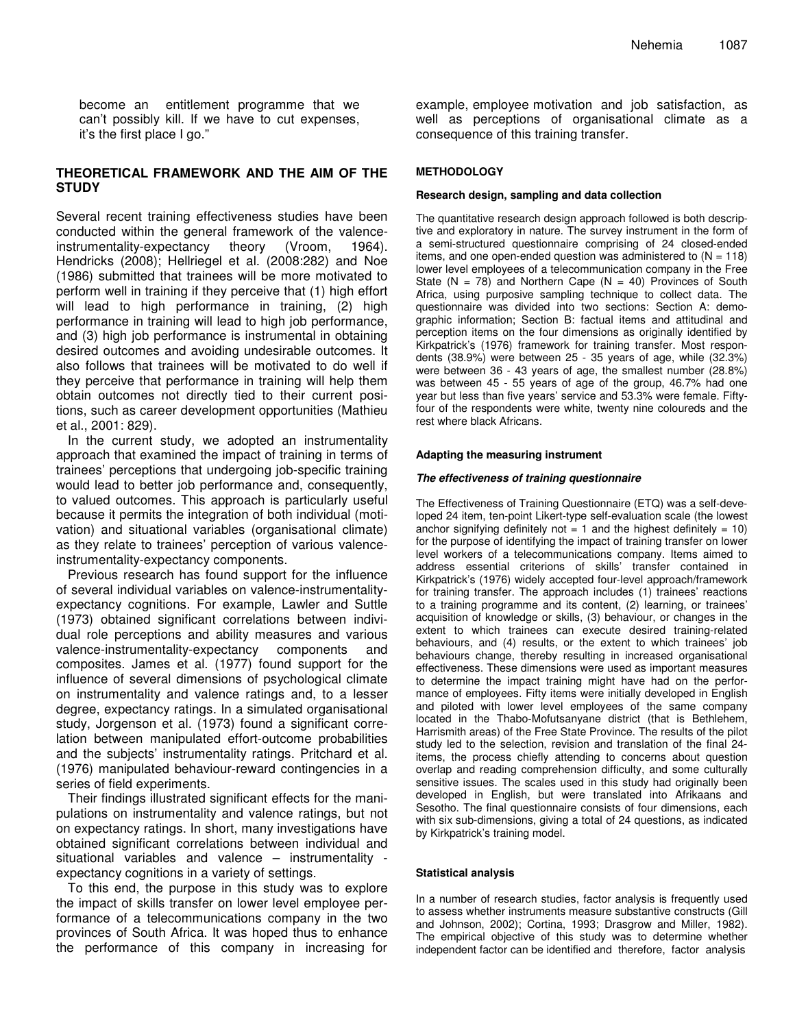become an entitlement programme that we can't possibly kill. If we have to cut expenses, it's the first place I go."

## THEORETICAL FRAMEWORK AND THE AIM OF THE STUDY

Several recent training effectiveness studies have been conducted within the general framework of the valence-instrumentality-expectancy theory (Vroom, 1964). Hendricks (2008); Hellriegel et al. (2008:282) and Noe (1986) submitted that trainees will be more motivated to perform well in training if they perceive that (1) high effort will lead to high performance in training, (2) high performance in training will lead to high job performance, and (3) high job performance is instrumental in obtaining desired outcomes and avoiding undesirable outcomes. It also follows that trainees will be motivated to do well if they perceive that performance in training will help them obtain outcomes not directly tied to their current positions, such as career development opportunities (Mathieu et al., 2001: 829).

In the current study, we adopted an instrumentality approach that examined the impact of training in terms of trainees' perceptions that undergoing job-specific training would lead to better job performance and, consequently, to valued outcomes. This approach is particularly useful because it permits the integration of both individual (motivation) and situational variables (organisational climate) as they relate to trainees' perception of various valence-instrumentality-expectancy components.

Previous research has found support for the influence of several individual variables on valence-instrumentality-expectancy cognitions. For example, Lawler and Suttle (1973) obtained significant correlations between individual role perceptions and ability measures and various valence-instrumentality-expectancy components and composites. James et al. (1977) found support for the influence of several dimensions of psychological climate on instrumentality and valence ratings and, to a lesser degree, expectancy ratings. In a simulated organisational study, Jorgenson et al. (1973) found a significant correlation between manipulated effort-outcome probabilities and the subjects' instrumentality ratings. Pritchard et al. (1976) manipulated behaviour-reward contingencies in a series of field experiments.

Their findings illustrated significant effects for the manipulations on instrumentality and valence ratings, but not on expectancy ratings. In short, many investigations have obtained significant correlations between individual and situational variables and valence – instrumentality - expectancy cognitions in a variety of settings.

To this end, the purpose in this study was to explore the impact of skills transfer on lower level employee performance of a telecommunications company in the two provinces of South Africa. It was hoped thus to enhance the performance of this company in increasing for example, employee motivation and job satisfaction, as well as perceptions of organisational climate as a consequence of this training transfer.

## METHODOLOGY

### Research design, sampling and data collection

The quantitative research design approach followed is both descriptive and exploratory in nature. The survey instrument in the form of a semi-structured questionnaire comprising of 24 closed-ended items, and one open-ended question was administered to (N = 118) lower level employees of a telecommunication company in the Free State (N = 78) and Northern Cape (N = 40) Provinces of South Africa, using purposive sampling technique to collect data. The questionnaire was divided into two sections: Section A: demographic information; Section B: factual items and attitudinal and perception items on the four dimensions as originally identified by Kirkpatrick's (1976) framework for training transfer. Most respondents (38.9%) were between 25 - 35 years of age, while (32.3%) were between 36 - 43 years of age, the smallest number (28.8%) was between 45 - 55 years of age of the group, 46.7% had one year but less than five years' service and 53.3% were female. Fifty-four of the respondents were white, twenty nine coloureds and the rest where black Africans.

### Adapting the measuring instrument

#### *The effectiveness of training questionnaire*

The Effectiveness of Training Questionnaire (ETQ) was a self-developed 24 item, ten-point Likert-type self-evaluation scale (the lowest anchor signifying definitely not = 1 and the highest definitely = 10) for the purpose of identifying the impact of training transfer on lower level workers of a telecommunications company. Items aimed to address essential criterions of skills' transfer contained in Kirkpatrick's (1976) widely accepted four-level approach/framework for training transfer. The approach includes (1) trainees' reactions to a training programme and its content, (2) learning, or trainees' acquisition of knowledge or skills, (3) behaviour, or changes in the extent to which trainees can execute desired training-related behaviours, and (4) results, or the extent to which trainees' job behaviours change, thereby resulting in increased organisational effectiveness. These dimensions were used as important measures to determine the impact training might have had on the performance of employees. Fifty items were initially developed in English and piloted with lower level employees of the same company located in the Thabo-Mofutsanyane district (that is Bethlehem, Harrismith areas) of the Free State Province. The results of the pilot study led to the selection, revision and translation of the final 24-items, the process chiefly attending to concerns about question overlap and reading comprehension difficulty, and some culturally sensitive issues. The scales used in this study had originally been developed in English, but were translated into Afrikaans and Sesotho. The final questionnaire consists of four dimensions, each with six sub-dimensions, giving a total of 24 questions, as indicated by Kirkpatrick's training model.

### Statistical analysis

In a number of research studies, factor analysis is frequently used to assess whether instruments measure substantive constructs (Gill and Johnson, 2002); Cortina, 1993; Drasgrow and Miller, 1982). The empirical objective of this study was to determine whether independent factor can be identified and therefore, factor analysis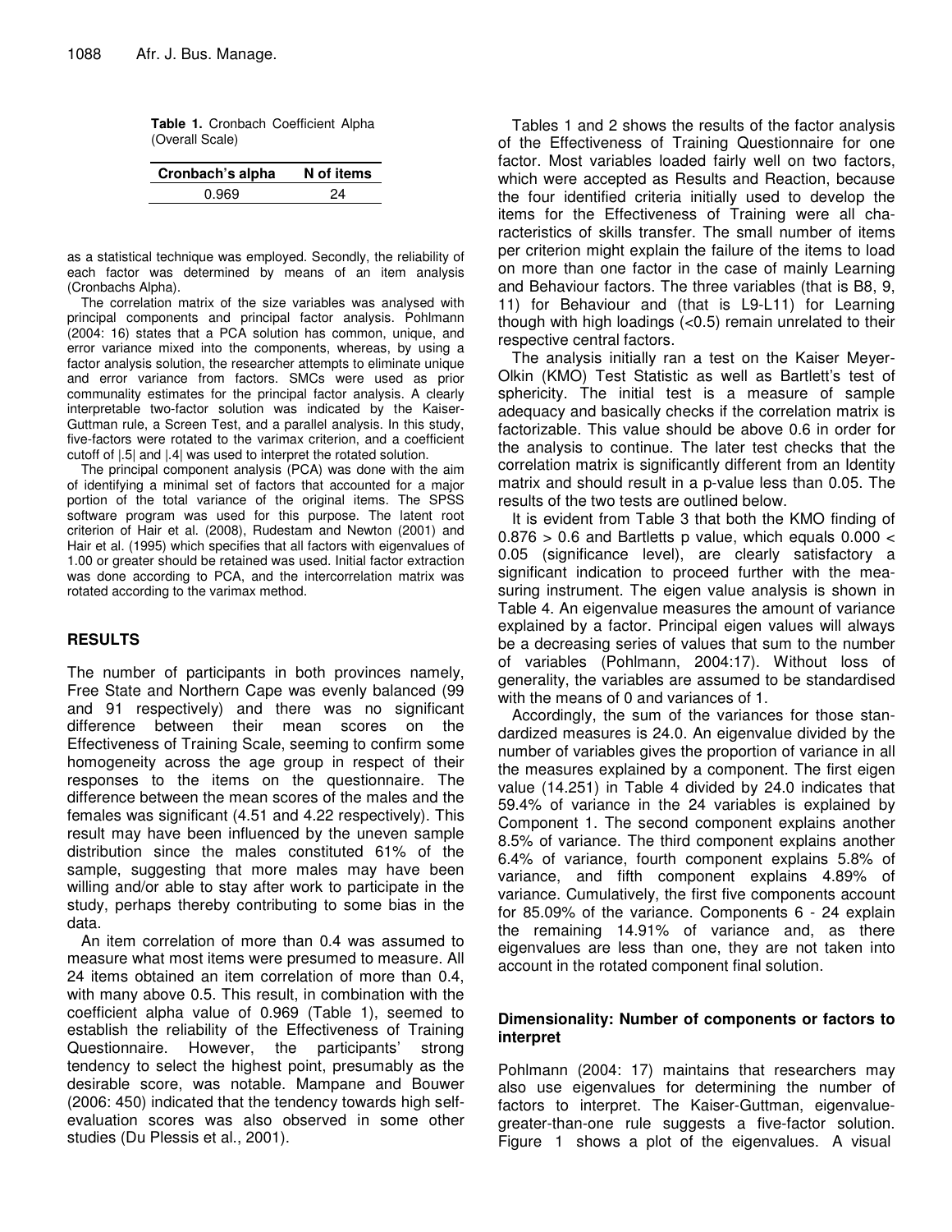**Table 1.** Cronbach Coefficient Alpha (Overall Scale)

| Cronbach's alpha | N of items |
|---|---|
| 0.969 | 24 |

as a statistical technique was employed. Secondly, the reliability of each factor was determined by means of an item analysis (Cronbachs Alpha).

The correlation matrix of the size variables was analysed with principal components and principal factor analysis. Pohlmann (2004: 16) states that a PCA solution has common, unique, and error variance mixed into the components, whereas, by using a factor analysis solution, the researcher attempts to eliminate unique and error variance from factors. SMCs were used as prior communality estimates for the principal factor analysis. A clearly interpretable two-factor solution was indicated by the Kaiser-Guttman rule, a Screen Test, and a parallel analysis. In this study, five-factors were rotated to the varimax criterion, and a coefficient cutoff of |.5| and |.4| was used to interpret the rotated solution.

The principal component analysis (PCA) was done with the aim of identifying a minimal set of factors that accounted for a major portion of the total variance of the original items. The SPSS software program was used for this purpose. The latent root criterion of Hair et al. (2008), Rudestam and Newton (2001) and Hair et al. (1995) which specifies that all factors with eigenvalues of 1.00 or greater should be retained was used. Initial factor extraction was done according to PCA, and the intercorrelation matrix was rotated according to the varimax method.

## RESULTS

The number of participants in both provinces namely, Free State and Northern Cape was evenly balanced (99 and 91 respectively) and there was no significant difference between their mean scores on the Effectiveness of Training Scale, seeming to confirm some homogeneity across the age group in respect of their responses to the items on the questionnaire. The difference between the mean scores of the males and the females was significant (4.51 and 4.22 respectively). This result may have been influenced by the uneven sample distribution since the males constituted 61% of the sample, suggesting that more males may have been willing and/or able to stay after work to participate in the study, perhaps thereby contributing to some bias in the data.

An item correlation of more than 0.4 was assumed to measure what most items were presumed to measure. All 24 items obtained an item correlation of more than 0.4, with many above 0.5. This result, in combination with the coefficient alpha value of 0.969 (Table 1), seemed to establish the reliability of the Effectiveness of Training Questionnaire. However, the participants' strong tendency to select the highest point, presumably as the desirable score, was notable. Mampane and Bouwer (2006: 450) indicated that the tendency towards high self-evaluation scores was also observed in some other studies (Du Plessis et al., 2001).

Tables 1 and 2 shows the results of the factor analysis of the Effectiveness of Training Questionnaire for one factor. Most variables loaded fairly well on two factors, which were accepted as Results and Reaction, because the four identified criteria initially used to develop the items for the Effectiveness of Training were all characteristics of skills transfer. The small number of items per criterion might explain the failure of the items to load on more than one factor in the case of mainly Learning and Behaviour factors. The three variables (that is B8, 9, 11) for Behaviour and (that is L9-L11) for Learning though with high loadings (<0.5) remain unrelated to their respective central factors.

The analysis initially ran a test on the Kaiser Meyer-Olkin (KMO) Test Statistic as well as Bartlett's test of sphericity. The initial test is a measure of sample adequacy and basically checks if the correlation matrix is factorizable. This value should be above 0.6 in order for the analysis to continue. The later test checks that the correlation matrix is significantly different from an Identity matrix and should result in a p-value less than 0.05. The results of the two tests are outlined below.

It is evident from Table 3 that both the KMO finding of 0.876 > 0.6 and Bartletts p value, which equals 0.000 < 0.05 (significance level), are clearly satisfactory a significant indication to proceed further with the measuring instrument. The eigen value analysis is shown in Table 4. An eigenvalue measures the amount of variance explained by a factor. Principal eigen values will always be a decreasing series of values that sum to the number of variables (Pohlmann, 2004:17). Without loss of generality, the variables are assumed to be standardised with the means of 0 and variances of 1.

Accordingly, the sum of the variances for those standardized measures is 24.0. An eigenvalue divided by the number of variables gives the proportion of variance in all the measures explained by a component. The first eigen value (14.251) in Table 4 divided by 24.0 indicates that 59.4% of variance in the 24 variables is explained by Component 1. The second component explains another 8.5% of variance. The third component explains another 6.4% of variance, fourth component explains 5.8% of variance, and fifth component explains 4.89% of variance. Cumulatively, the first five components account for 85.09% of the variance. Components 6 - 24 explain the remaining 14.91% of variance and, as there eigenvalues are less than one, they are not taken into account in the rotated component final solution.

### Dimensionality: Number of components or factors to interpret

Pohlmann (2004: 17) maintains that researchers may also use eigenvalues for determining the number of factors to interpret. The Kaiser-Guttman, eigenvalue-greater-than-one rule suggests a five-factor solution. Figure 1 shows a plot of the eigenvalues. A visual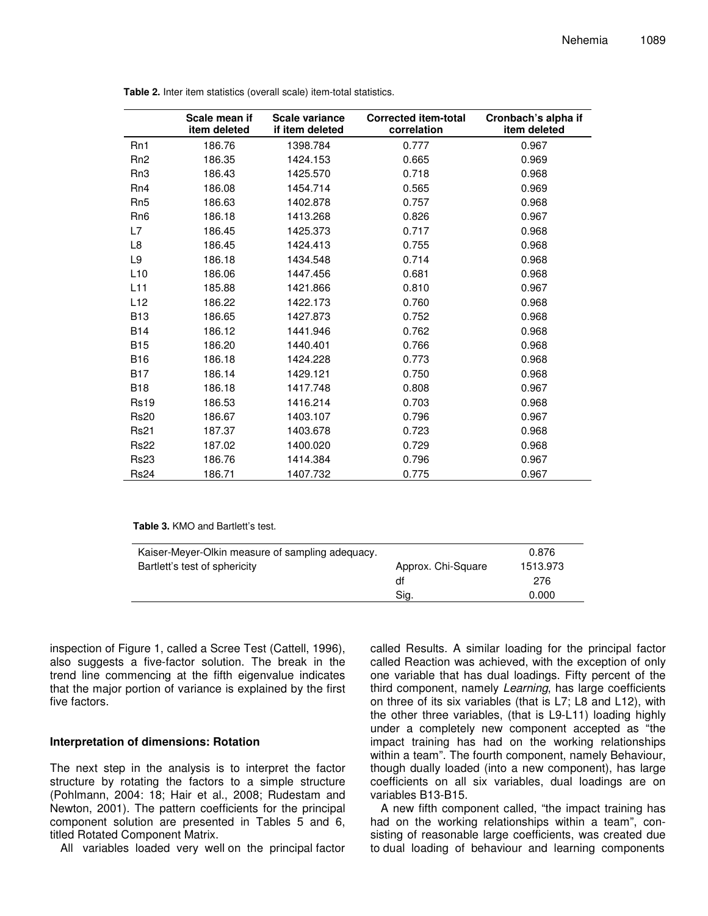**Table 2.** Inter item statistics (overall scale) item-total statistics.

| | Scale mean if item deleted | Scale variance if item deleted | Corrected item-total correlation | Cronbach's alpha if item deleted |
|---|---|---|---|---|
| Rn1 | 186.76 | 1398.784 | 0.777 | 0.967 |
| Rn2 | 186.35 | 1424.153 | 0.665 | 0.969 |
| Rn3 | 186.43 | 1425.570 | 0.718 | 0.968 |
| Rn4 | 186.08 | 1454.714 | 0.565 | 0.969 |
| Rn5 | 186.63 | 1402.878 | 0.757 | 0.968 |
| Rn6 | 186.18 | 1413.268 | 0.826 | 0.967 |
| L7 | 186.45 | 1425.373 | 0.717 | 0.968 |
| L8 | 186.45 | 1424.413 | 0.755 | 0.968 |
| L9 | 186.18 | 1434.548 | 0.714 | 0.968 |
| L10 | 186.06 | 1447.456 | 0.681 | 0.968 |
| L11 | 185.88 | 1421.866 | 0.810 | 0.967 |
| L12 | 186.22 | 1422.173 | 0.760 | 0.968 |
| B13 | 186.65 | 1427.873 | 0.752 | 0.968 |
| B14 | 186.12 | 1441.946 | 0.762 | 0.968 |
| B15 | 186.20 | 1440.401 | 0.766 | 0.968 |
| B16 | 186.18 | 1424.228 | 0.773 | 0.968 |
| B17 | 186.14 | 1429.121 | 0.750 | 0.968 |
| B18 | 186.18 | 1417.748 | 0.808 | 0.967 |
| Rs19 | 186.53 | 1416.214 | 0.703 | 0.968 |
| Rs20 | 186.67 | 1403.107 | 0.796 | 0.967 |
| Rs21 | 187.37 | 1403.678 | 0.723 | 0.968 |
| Rs22 | 187.02 | 1400.020 | 0.729 | 0.968 |
| Rs23 | 186.76 | 1414.384 | 0.796 | 0.967 |
| Rs24 | 186.71 | 1407.732 | 0.775 | 0.967 |

**Table 3.** KMO and Bartlett's test.

| | | |
|---|---|---|
| Kaiser-Meyer-Olkin measure of sampling adequacy. | | 0.876 |
| Bartlett's test of sphericity | Approx. Chi-Square | 1513.973 |
| | df | 276 |
| | Sig. | 0.000 |

inspection of Figure 1, called a Scree Test (Cattell, 1996), also suggests a five-factor solution. The break in the trend line commencing at the fifth eigenvalue indicates that the major portion of variance is explained by the first five factors.

## Interpretation of dimensions: Rotation

The next step in the analysis is to interpret the factor structure by rotating the factors to a simple structure (Pohlmann, 2004: 18; Hair et al., 2008; Rudestam and Newton, 2001). The pattern coefficients for the principal component solution are presented in Tables 5 and 6, titled Rotated Component Matrix.

All variables loaded very well on the principal factor called Results. A similar loading for the principal factor called Reaction was achieved, with the exception of only one variable that has dual loadings. Fifty percent of the third component, namely *Learning*, has large coefficients on three of its six variables (that is L7; L8 and L12), with the other three variables, (that is L9-L11) loading highly under a completely new component accepted as "the impact training has had on the working relationships within a team". The fourth component, namely Behaviour, though dually loaded (into a new component), has large coefficients on all six variables, dual loadings are on variables B13-B15.

A new fifth component called, "the impact training has had on the working relationships within a team", consisting of reasonable large coefficients, was created due to dual loading of behaviour and learning components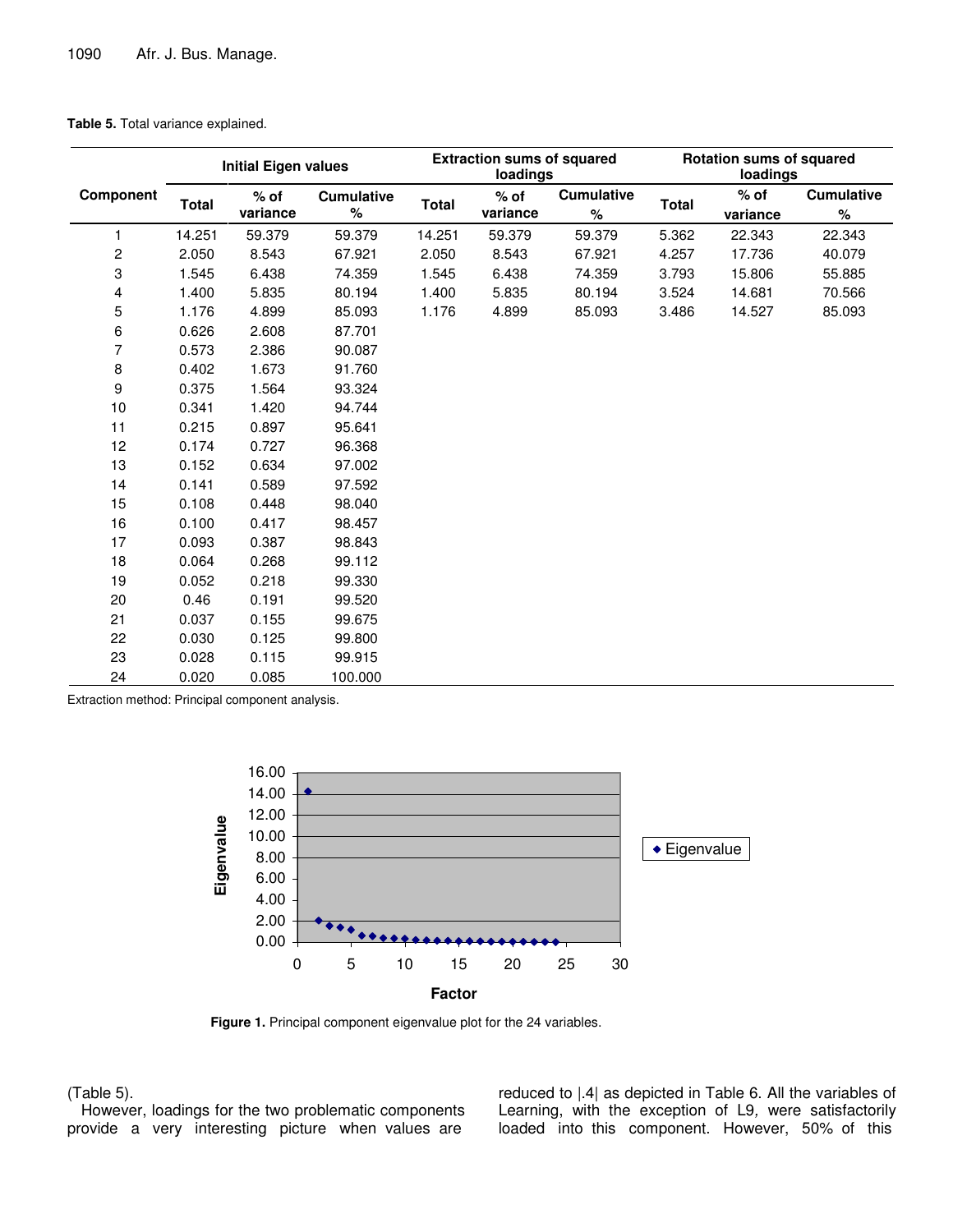**Table 5.** Total variance explained.

| Component | Initial Eigen values | | | Extraction sums of squared loadings | | | Rotation sums of squared loadings | | |
|---|---|---|---|---|---|---|---|---|---|
| | Total | % of variance | Cumulative % | Total | % of variance | Cumulative % | Total | % of variance | Cumulative % |
| 1 | 14.251 | 59.379 | 59.379 | 14.251 | 59.379 | 59.379 | 5.362 | 22.343 | 22.343 |
| 2 | 2.050 | 8.543 | 67.921 | 2.050 | 8.543 | 67.921 | 4.257 | 17.736 | 40.079 |
| 3 | 1.545 | 6.438 | 74.359 | 1.545 | 6.438 | 74.359 | 3.793 | 15.806 | 55.885 |
| 4 | 1.400 | 5.835 | 80.194 | 1.400 | 5.835 | 80.194 | 3.524 | 14.681 | 70.566 |
| 5 | 1.176 | 4.899 | 85.093 | 1.176 | 4.899 | 85.093 | 3.486 | 14.527 | 85.093 |
| 6 | 0.626 | 2.608 | 87.701 | | | | | | |
| 7 | 0.573 | 2.386 | 90.087 | | | | | | |
| 8 | 0.402 | 1.673 | 91.760 | | | | | | |
| 9 | 0.375 | 1.564 | 93.324 | | | | | | |
| 10 | 0.341 | 1.420 | 94.744 | | | | | | |
| 11 | 0.215 | 0.897 | 95.641 | | | | | | |
| 12 | 0.174 | 0.727 | 96.368 | | | | | | |
| 13 | 0.152 | 0.634 | 97.002 | | | | | | |
| 14 | 0.141 | 0.589 | 97.592 | | | | | | |
| 15 | 0.108 | 0.448 | 98.040 | | | | | | |
| 16 | 0.100 | 0.417 | 98.457 | | | | | | |
| 17 | 0.093 | 0.387 | 98.843 | | | | | | |
| 18 | 0.064 | 0.268 | 99.112 | | | | | | |
| 19 | 0.052 | 0.218 | 99.330 | | | | | | |
| 20 | 0.46 | 0.191 | 99.520 | | | | | | |
| 21 | 0.037 | 0.155 | 99.675 | | | | | | |
| 22 | 0.030 | 0.125 | 99.800 | | | | | | |
| 23 | 0.028 | 0.115 | 99.915 | | | | | | |
| 24 | 0.020 | 0.085 | 100.000 | | | | | | |

Extraction method: Principal component analysis.

16.00
14.00
12.00
10.00
8.00
6.00
4.00
2.00
0.00

Eigenvalue

0 5 10 15 20 25 30

Factor

◆ Eigenvalue

**Figure 1.** Principal component eigenvalue plot for the 24 variables.

(Table 5).

However, loadings for the two problematic components provide a very interesting picture when values are reduced to |.4| as depicted in Table 6. All the variables of Learning, with the exception of L9, were satisfactorily loaded into this component. However, 50% of this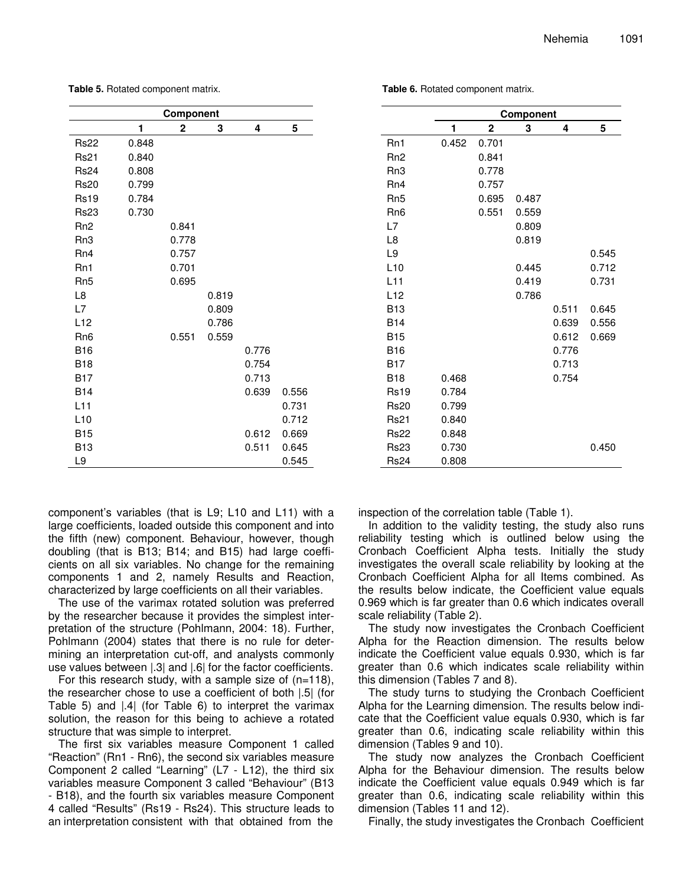**Table 5.** Rotated component matrix.

| | Component | | | | |
|---|---|---|---|---|---|
| | **1** | **2** | **3** | **4** | **5** |
| Rs22 | 0.848 | | | | |
| Rs21 | 0.840 | | | | |
| Rs24 | 0.808 | | | | |
| Rs20 | 0.799 | | | | |
| Rs19 | 0.784 | | | | |
| Rs23 | 0.730 | | | | |
| Rn2 | | 0.841 | | | |
| Rn3 | | 0.778 | | | |
| Rn4 | | 0.757 | | | |
| Rn1 | | 0.701 | | | |
| Rn5 | | 0.695 | | | |
| L8 | | | 0.819 | | |
| L7 | | | 0.809 | | |
| L12 | | | 0.786 | | |
| Rn6 | | 0.551 | 0.559 | | |
| B16 | | | | 0.776 | |
| B18 | | | | 0.754 | |
| B17 | | | | 0.713 | |
| B14 | | | | 0.639 | 0.556 |
| L11 | | | | | 0.731 |
| L10 | | | | | 0.712 |
| B15 | | | | 0.612 | 0.669 |
| B13 | | | | 0.511 | 0.645 |
| L9 | | | | | 0.545 |

**Table 6.** Rotated component matrix.

| | Component | | | | |
|---|---|---|---|---|---|
| | **1** | **2** | **3** | **4** | **5** |
| Rn1 | 0.452 | 0.701 | | | |
| Rn2 | | 0.841 | | | |
| Rn3 | | 0.778 | | | |
| Rn4 | | 0.757 | | | |
| Rn5 | | 0.695 | 0.487 | | |
| Rn6 | | 0.551 | 0.559 | | |
| L7 | | | 0.809 | | |
| L8 | | | 0.819 | | |
| L9 | | | | | 0.545 |
| L10 | | | 0.445 | | 0.712 |
| L11 | | | 0.419 | | 0.731 |
| L12 | | | 0.786 | | |
| B13 | | | | 0.511 | 0.645 |
| B14 | | | | 0.639 | 0.556 |
| B15 | | | | 0.612 | 0.669 |
| B16 | | | | 0.776 | |
| B17 | | | | 0.713 | |
| B18 | 0.468 | | | 0.754 | |
| Rs19 | 0.784 | | | | |
| Rs20 | 0.799 | | | | |
| Rs21 | 0.840 | | | | |
| Rs22 | 0.848 | | | | |
| Rs23 | 0.730 | | | | 0.450 |
| Rs24 | 0.808 | | | | |

component's variables (that is L9; L10 and L11) with a large coefficients, loaded outside this component and into the fifth (new) component. Behaviour, however, though doubling (that is B13; B14; and B15) had large coefficients on all six variables. No change for the remaining components 1 and 2, namely Results and Reaction, characterized by large coefficients on all their variables.

The use of the varimax rotated solution was preferred by the researcher because it provides the simplest interpretation of the structure (Pohlmann, 2004: 18). Further, Pohlmann (2004) states that there is no rule for determining an interpretation cut-off, and analysts commonly use values between |.3| and |.6| for the factor coefficients.

For this research study, with a sample size of (n=118), the researcher chose to use a coefficient of both |.5| (for Table 5) and |.4| (for Table 6) to interpret the varimax solution, the reason for this being to achieve a rotated structure that was simple to interpret.

The first six variables measure Component 1 called "Reaction" (Rn1 - Rn6), the second six variables measure Component 2 called "Learning" (L7 - L12), the third six variables measure Component 3 called "Behaviour" (B13 - B18), and the fourth six variables measure Component 4 called "Results" (Rs19 - Rs24). This structure leads to an interpretation consistent with that obtained from the inspection of the correlation table (Table 1).

In addition to the validity testing, the study also runs reliability testing which is outlined below using the Cronbach Coefficient Alpha tests. Initially the study investigates the overall scale reliability by looking at the Cronbach Coefficient Alpha for all Items combined. As the results below indicate, the Coefficient value equals 0.969 which is far greater than 0.6 which indicates overall scale reliability (Table 2).

The study now investigates the Cronbach Coefficient Alpha for the Reaction dimension. The results below indicate the Coefficient value equals 0.930, which is far greater than 0.6 which indicates scale reliability within this dimension (Tables 7 and 8).

The study turns to studying the Cronbach Coefficient Alpha for the Learning dimension. The results below indicate that the Coefficient value equals 0.930, which is far greater than 0.6, indicating scale reliability within this dimension (Tables 9 and 10).

The study now analyzes the Cronbach Coefficient Alpha for the Behaviour dimension. The results below indicate the Coefficient value equals 0.949 which is far greater than 0.6, indicating scale reliability within this dimension (Tables 11 and 12).

Finally, the study investigates the Cronbach Coefficient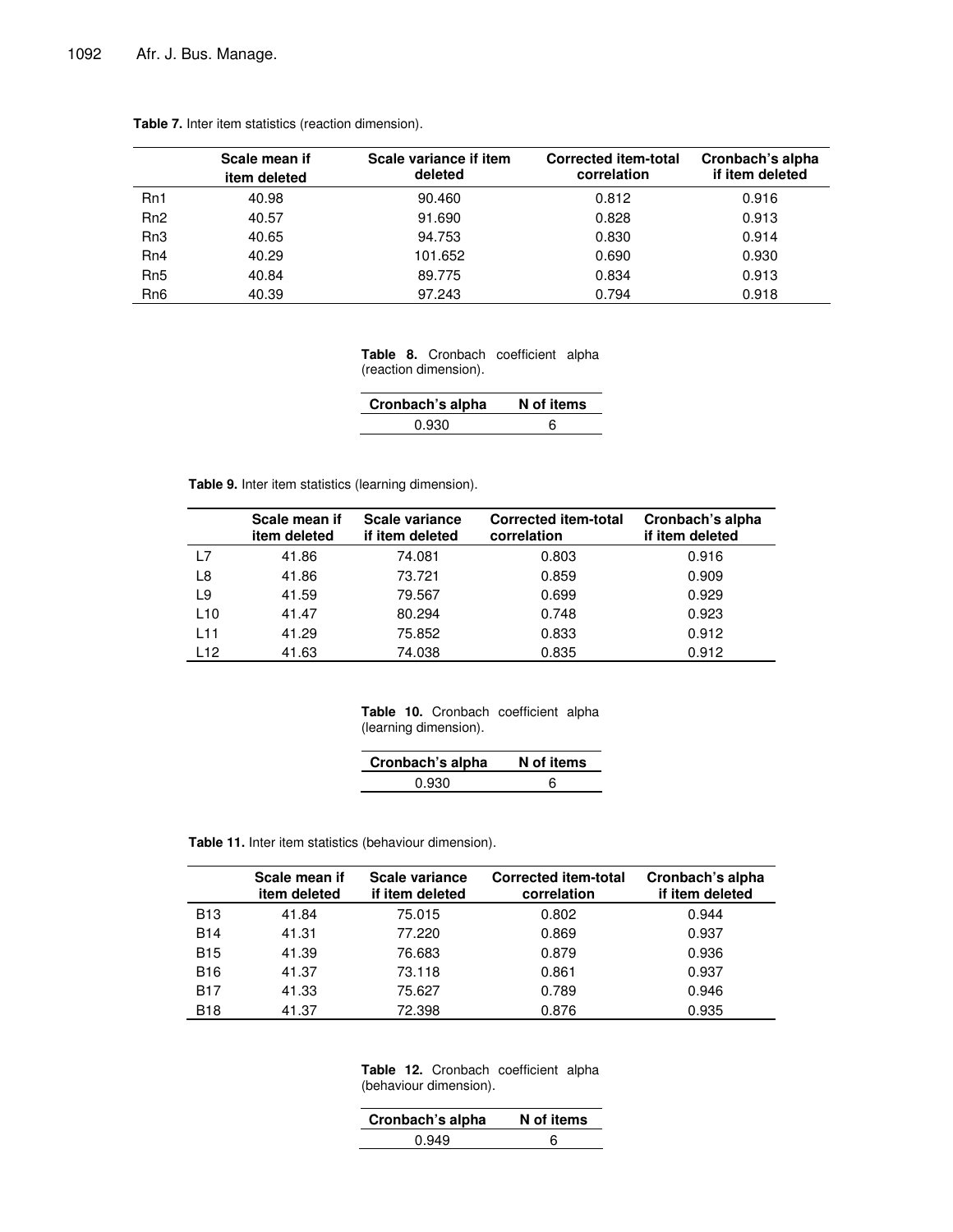**Table 7.** Inter item statistics (reaction dimension).

| | Scale mean if item deleted | Scale variance if item deleted | Corrected item-total correlation | Cronbach's alpha if item deleted |
|---|---|---|---|---|
| Rn1 | 40.98 | 90.460 | 0.812 | 0.916 |
| Rn2 | 40.57 | 91.690 | 0.828 | 0.913 |
| Rn3 | 40.65 | 94.753 | 0.830 | 0.914 |
| Rn4 | 40.29 | 101.652 | 0.690 | 0.930 |
| Rn5 | 40.84 | 89.775 | 0.834 | 0.913 |
| Rn6 | 40.39 | 97.243 | 0.794 | 0.918 |

**Table 8.** Cronbach coefficient alpha (reaction dimension).

| Cronbach's alpha | N of items |
|---|---|
| 0.930 | 6 |

**Table 9.** Inter item statistics (learning dimension).

| | Scale mean if item deleted | Scale variance if item deleted | Corrected item-total correlation | Cronbach's alpha if item deleted |
|---|---|---|---|---|
| L7 | 41.86 | 74.081 | 0.803 | 0.916 |
| L8 | 41.86 | 73.721 | 0.859 | 0.909 |
| L9 | 41.59 | 79.567 | 0.699 | 0.929 |
| L10 | 41.47 | 80.294 | 0.748 | 0.923 |
| L11 | 41.29 | 75.852 | 0.833 | 0.912 |
| L12 | 41.63 | 74.038 | 0.835 | 0.912 |

**Table 10.** Cronbach coefficient alpha (learning dimension).

| Cronbach's alpha | N of items |
|---|---|
| 0.930 | 6 |

**Table 11.** Inter item statistics (behaviour dimension).

| | Scale mean if item deleted | Scale variance if item deleted | Corrected item-total correlation | Cronbach's alpha if item deleted |
|---|---|---|---|---|
| B13 | 41.84 | 75.015 | 0.802 | 0.944 |
| B14 | 41.31 | 77.220 | 0.869 | 0.937 |
| B15 | 41.39 | 76.683 | 0.879 | 0.936 |
| B16 | 41.37 | 73.118 | 0.861 | 0.937 |
| B17 | 41.33 | 75.627 | 0.789 | 0.946 |
| B18 | 41.37 | 72.398 | 0.876 | 0.935 |

**Table 12.** Cronbach coefficient alpha (behaviour dimension).

| Cronbach's alpha | N of items |
|---|---|
| 0.949 | 6 |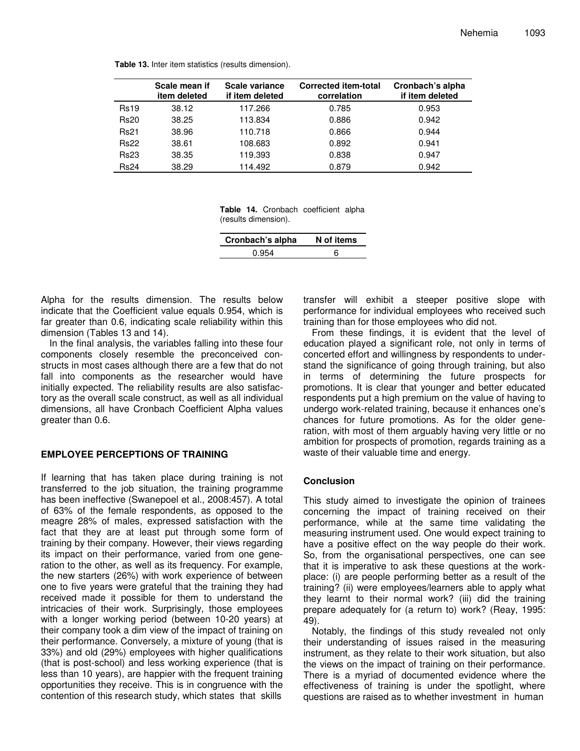**Table 13.** Inter item statistics (results dimension).

| | Scale mean if item deleted | Scale variance if item deleted | Corrected item-total correlation | Cronbach's alpha if item deleted |
|---|---|---|---|---|
| Rs19 | 38.12 | 117.266 | 0.785 | 0.953 |
| Rs20 | 38.25 | 113.834 | 0.886 | 0.942 |
| Rs21 | 38.96 | 110.718 | 0.866 | 0.944 |
| Rs22 | 38.61 | 108.683 | 0.892 | 0.941 |
| Rs23 | 38.35 | 119.393 | 0.838 | 0.947 |
| Rs24 | 38.29 | 114.492 | 0.879 | 0.942 |

**Table 14.** Cronbach coefficient alpha (results dimension).

| Cronbach's alpha | N of items |
|---|---|
| 0.954 | 6 |

Alpha for the results dimension. The results below indicate that the Coefficient value equals 0.954, which is far greater than 0.6, indicating scale reliability within this dimension (Tables 13 and 14).

In the final analysis, the variables falling into these four components closely resemble the preconceived constructs in most cases although there are a few that do not fall into components as the researcher would have initially expected. The reliability results are also satisfactory as the overall scale construct, as well as all individual dimensions, all have Cronbach Coefficient Alpha values greater than 0.6.

## EMPLOYEE PERCEPTIONS OF TRAINING

If learning that has taken place during training is not transferred to the job situation, the training programme has been ineffective (Swanepoel et al., 2008:457). A total of 63% of the female respondents, as opposed to the meagre 28% of males, expressed satisfaction with the fact that they are at least put through some form of training by their company. However, their views regarding its impact on their performance, varied from one generation to the other, as well as its frequency. For example, the new starters (26%) with work experience of between one to five years were grateful that the training they had received made it possible for them to understand the intricacies of their work. Surprisingly, those employees with a longer working period (between 10-20 years) at their company took a dim view of the impact of training on their performance. Conversely, a mixture of young (that is 33%) and old (29%) employees with higher qualifications (that is post-school) and less working experience (that is less than 10 years), are happier with the frequent training opportunities they receive. This is in congruence with the contention of this research study, which states that skills transfer will exhibit a steeper positive slope with performance for individual employees who received such training than for those employees who did not.

From these findings, it is evident that the level of education played a significant role, not only in terms of concerted effort and willingness by respondents to understand the significance of going through training, but also in terms of determining the future prospects for promotions. It is clear that younger and better educated respondents put a high premium on the value of having to undergo work-related training, because it enhances one's chances for future promotions. As for the older generation, with most of them arguably having very little or no ambition for prospects of promotion, regards training as a waste of their valuable time and energy.

## Conclusion

This study aimed to investigate the opinion of trainees concerning the impact of training received on their performance, while at the same time validating the measuring instrument used. One would expect training to have a positive effect on the way people do their work. So, from the organisational perspectives, one can see that it is imperative to ask these questions at the workplace: (i) are people performing better as a result of the training? (ii) were employees/learners able to apply what they learnt to their normal work? (iii) did the training prepare adequately for (a return to) work? (Reay, 1995: 49).

Notably, the findings of this study revealed not only their understanding of issues raised in the measuring instrument, as they relate to their work situation, but also the views on the impact of training on their performance. There is a myriad of documented evidence where the effectiveness of training is under the spotlight, where questions are raised as to whether investment in human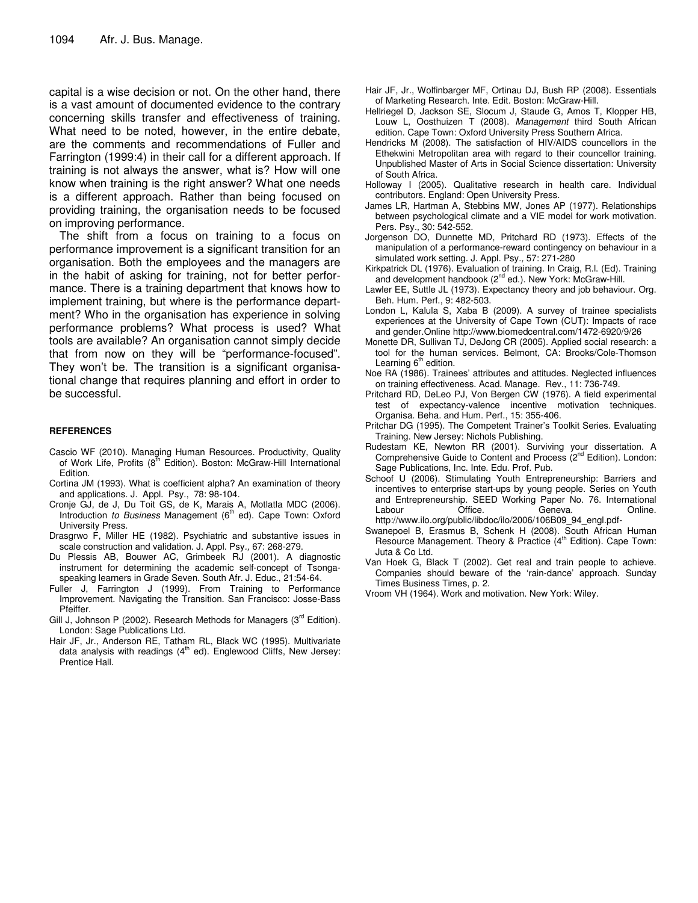capital is a wise decision or not. On the other hand, there is a vast amount of documented evidence to the contrary concerning skills transfer and effectiveness of training. What need to be noted, however, in the entire debate, are the comments and recommendations of Fuller and Farrington (1999:4) in their call for a different approach. If training is not always the answer, what is? How will one know when training is the right answer? What one needs is a different approach. Rather than being focused on providing training, the organisation needs to be focused on improving performance.

The shift from a focus on training to a focus on performance improvement is a significant transition for an organisation. Both the employees and the managers are in the habit of asking for training, not for better performance. There is a training department that knows how to implement training, but where is the performance department? Who in the organisation has experience in solving performance problems? What process is used? What tools are available? An organisation cannot simply decide that from now on they will be "performance-focused". They won't be. The transition is a significant organisational change that requires planning and effort in order to be successful.

## REFERENCES

Cascio WF (2010). Managing Human Resources. Productivity, Quality of Work Life, Profits (8th Edition). Boston: McGraw-Hill International Edition.

Cortina JM (1993). What is coefficient alpha? An examination of theory and applications. J. Appl. Psy., 78: 98-104.

Cronje GJ, de J, Du Toit GS, de K, Marais A, Motlatla MDC (2006). Introduction *to Business* Management (6th ed). Cape Town: Oxford University Press.

Drasgrwo F, Miller HE (1982). Psychiatric and substantive issues in scale construction and validation. J. Appl. Psy., 67: 268-279.

Du Plessis AB, Bouwer AC, Grimbeek RJ (2001). A diagnostic instrument for determining the academic self-concept of Tsonga-speaking learners in Grade Seven. South Afr. J. Educ., 21:54-64.

Fuller J, Farrington J (1999). From Training to Performance Improvement. Navigating the Transition. San Francisco: Josse-Bass Pfeiffer.

Gill J, Johnson P (2002). Research Methods for Managers (3rd Edition). London: Sage Publications Ltd.

Hair JF, Jr., Anderson RE, Tatham RL, Black WC (1995). Multivariate data analysis with readings (4th ed). Englewood Cliffs, New Jersey: Prentice Hall.

Hair JF, Jr., Wolfinbarger MF, Ortinau DJ, Bush RP (2008). Essentials of Marketing Research. Inte. Edit. Boston: McGraw-Hill.

Hellriegel D, Jackson SE, Slocum J, Staude G, Amos T, Klopper HB, Louw L, Oosthuizen T (2008). *Management* third South African edition. Cape Town: Oxford University Press Southern Africa.

Hendricks M (2008). The satisfaction of HIV/AIDS councellors in the Ethekwini Metropolitan area with regard to their councellor training. Unpublished Master of Arts in Social Science dissertation: University of South Africa.

Holloway I (2005). Qualitative research in health care. Individual contributors. England: Open University Press.

James LR, Hartman A, Stebbins MW, Jones AP (1977). Relationships between psychological climate and a VIE model for work motivation. Pers. Psy., 30: 542-552.

Jorgenson DO, Dunnette MD, Pritchard RD (1973). Effects of the manipulation of a performance-reward contingency on behaviour in a simulated work setting. J. Appl. Psy., 57: 271-280

Kirkpatrick DL (1976). Evaluation of training. In Craig, R.l. (Ed). Training and development handbook (2nd ed.). New York: McGraw-Hill.

Lawler EE, Suttle JL (1973). Expectancy theory and job behaviour. Org. Beh. Hum. Perf., 9: 482-503.

London L, Kalula S, Xaba B (2009). A survey of trainee specialists experiences at the University of Cape Town (CUT): Impacts of race and gender.Online http://www.biomedcentral.com/1472-6920/9/26

Monette DR, Sullivan TJ, DeJong CR (2005). Applied social research: a tool for the human services. Belmont, CA: Brooks/Cole-Thomson Learning 6th edition.

Noe RA (1986). Trainees' attributes and attitudes. Neglected influences on training effectiveness. Acad. Manage. Rev., 11: 736-749.

Pritchard RD, DeLeo PJ, Von Bergen CW (1976). A field experimental test of expectancy-valence incentive motivation techniques. Organisa. Beha. and Hum. Perf., 15: 355-406.

Pritchar DG (1995). The Competent Trainer's Toolkit Series. Evaluating Training. New Jersey: Nichols Publishing.

Rudestam KE, Newton RR (2001). Surviving your dissertation. A Comprehensive Guide to Content and Process (2nd Edition). London: Sage Publications, Inc. Inte. Edu. Prof. Pub.

Schoof U (2006). Stimulating Youth Entrepreneurship: Barriers and incentives to enterprise start-ups by young people. Series on Youth and Entrepreneurship. SEED Working Paper No. 76. International Labour Office. Geneva. Online. http://www.ilo.org/public/libdoc/ilo/2006/106B09_94_engl.pdf-

Swanepoel B, Erasmus B, Schenk H (2008). South African Human Resource Management. Theory & Practice (4th Edition). Cape Town: Juta & Co Ltd.

Van Hoek G, Black T (2002). Get real and train people to achieve. Companies should beware of the 'rain-dance' approach. Sunday Times Business Times, p. 2.

Vroom VH (1964). Work and motivation. New York: Wiley.